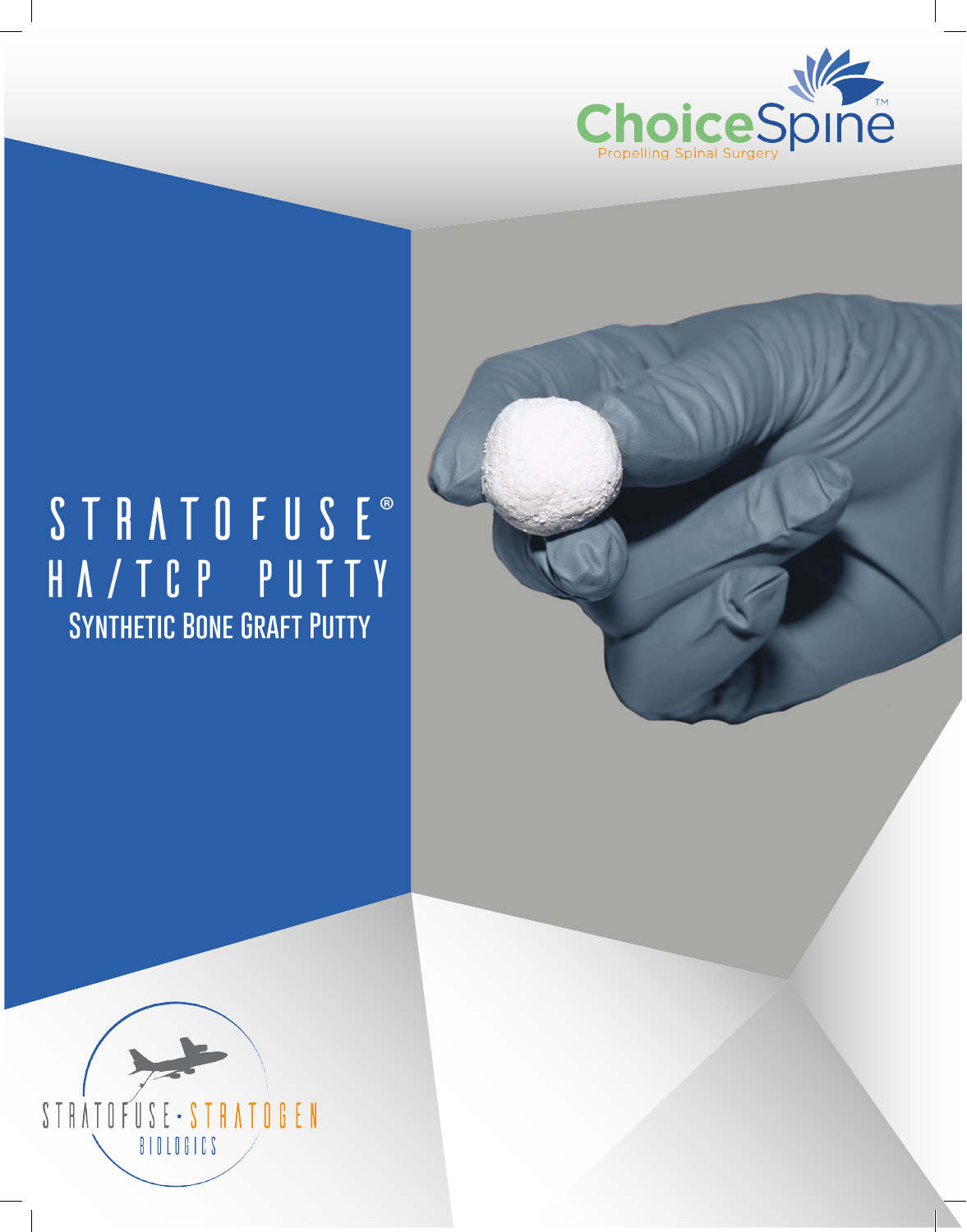ChoiceSpine™

Propelling Spinal Surgery

# STRATOFUSE®
# HA/TCP PUTTY
## Synthetic Bone Graft Putty

STRATOFUSE · STRATOGEN

BIOLOGICS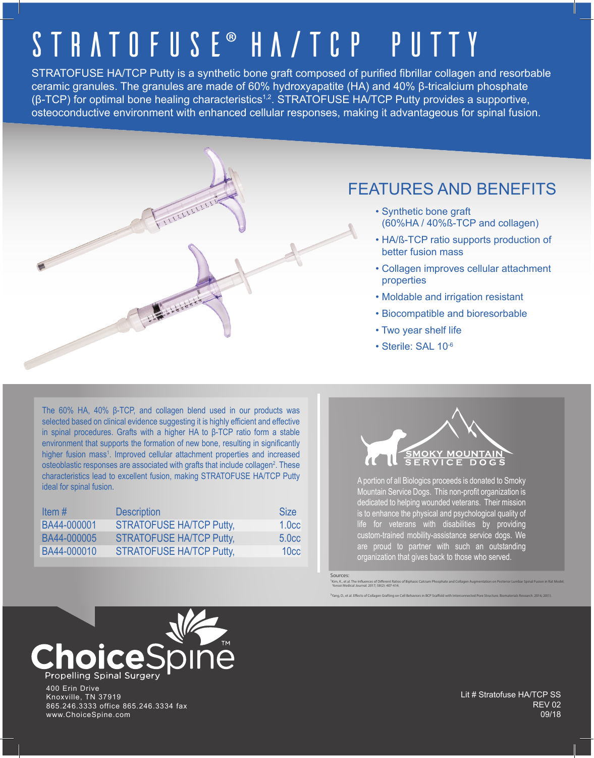# STRATOFUSE® HA/TCP PUTTY

STRATOFUSE HA/TCP Putty is a synthetic bone graft composed of purified fibrillar collagen and resorbable ceramic granules. The granules are made of 60% hydroxyapatite (HA) and 40% β-tricalcium phosphate (β-TCP) for optimal bone healing characteristics[1,2]. STRATOFUSE HA/TCP Putty provides a supportive, osteoconductive environment with enhanced cellular responses, making it advantageous for spinal fusion.

## FEATURES AND BENEFITS

- Synthetic bone graft (60%HA / 40%ß-TCP and collagen)
- HA/ß-TCP ratio supports production of better fusion mass
- Collagen improves cellular attachment properties
- Moldable and irrigation resistant
- Biocompatible and bioresorbable
- Two year shelf life
- Sterile: SAL $10^{-6}$

The 60% HA, 40% β-TCP, and collagen blend used in our products was selected based on clinical evidence suggesting it is highly efficient and effective in spinal procedures. Grafts with a higher HA to β-TCP ratio form a stable environment that supports the formation of new bone, resulting in significantly higher fusion mass[1]. Improved cellular attachment properties and increased osteoblastic responses are associated with grafts that include collagen[2]. These characteristics lead to excellent fusion, making STRATOFUSE HA/TCP Putty ideal for spinal fusion.

| Item # | Description | Size |
|---|---|---|
| BA44-000001 | STRATOFUSE HA/TCP Putty, | 1.0cc |
| BA44-000005 | STRATOFUSE HA/TCP Putty, | 5.0cc |
| BA44-000010 | STRATOFUSE HA/TCP Putty, | 10cc |

SMOKY MOUNTAIN SERVICE DOGS

A portion of all Biologics proceeds is donated to Smoky Mountain Service Dogs. This non-profit organization is dedicated to helping wounded veterans. Their mission is to enhance the physical and psychological quality of life for veterans with disabilities by providing custom-trained mobility-assistance service dogs. We are proud to partner with such an outstanding organization that gives back to those who served.

Sources:
[1]Kim, K., et al. The Influences of Different Ratios of Biphasic Calcium Phosphate and Collagen Augmentation on Posterior Lumbar Spinal Fusion in Rat Model. Yonsei Medical Journal. 2017; 58(2): 407-414.

[2]Yang, D., et al. Effects of Collagen Grafting on Cell Behaviors in BCP Scaffold with Interconnected Pore Structure. Biomaterials Research. 2016; 20(1).

ChoiceSpine™
Propelling Spinal Surgery

400 Erin Drive
Knoxville, TN 37919
865.246.3333 office 865.246.3334 fax
www.ChoiceSpine.com

Lit # Stratofuse HA/TCP SS
REV 02
09/18